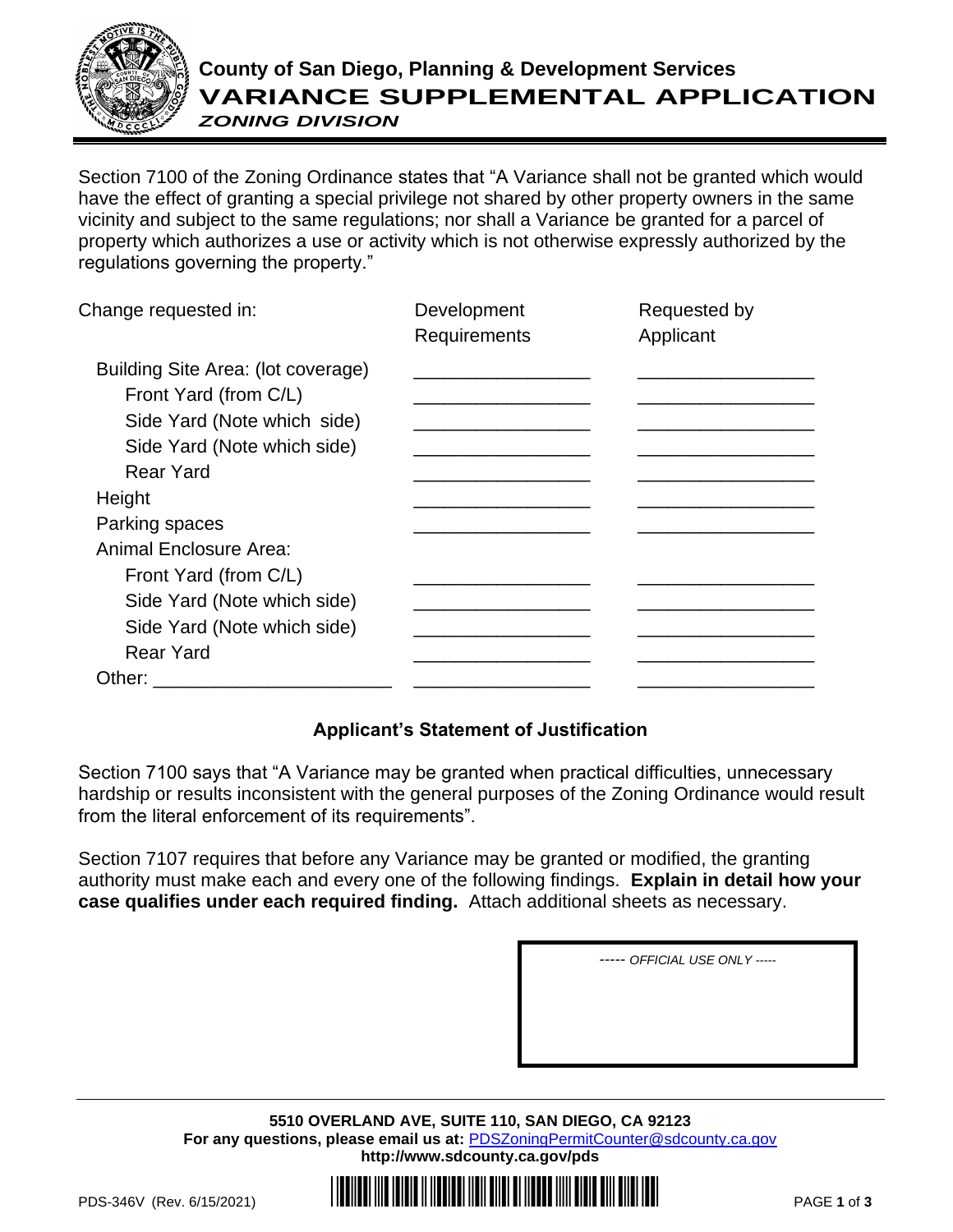# County of San Diego, Planning & Development Services

## VARIANCE SUPPLEMENTAL APPLICATION

### *ZONING DIVISION*

Section 7100 of the Zoning Ordinance states that "A Variance shall not be granted which would have the effect of granting a special privilege not shared by other property owners in the same vicinity and subject to the same regulations; nor shall a Variance be granted for a parcel of property which authorizes a use or activity which is not otherwise expressly authorized by the regulations governing the property."

| Change requested in: | Development Requirements | Requested by Applicant |
|---|---|---|
| Building Site Area: (lot coverage) | ________________ | ________________ |
| Front Yard (from C/L) | ________________ | ________________ |
| Side Yard (Note which side) | ________________ | ________________ |
| Side Yard (Note which side) | ________________ | ________________ |
| Rear Yard | ________________ | ________________ |
| Height | ________________ | ________________ |
| Parking spaces | ________________ | ________________ |
| Animal Enclosure Area: | | |
| Front Yard (from C/L) | ________________ | ________________ |
| Side Yard (Note which side) | ________________ | ________________ |
| Side Yard (Note which side) | ________________ | ________________ |
| Rear Yard | ________________ | ________________ |
| Other: ______________________ | ________________ | ________________ |

## Applicant's Statement of Justification

Section 7100 says that "A Variance may be granted when practical difficulties, unnecessary hardship or results inconsistent with the general purposes of the Zoning Ordinance would result from the literal enforcement of its requirements".

Section 7107 requires that before any Variance may be granted or modified, the granting authority must make each and every one of the following findings. **Explain in detail how your case qualifies under each required finding.** Attach additional sheets as necessary.

*----- OFFICIAL USE ONLY -----*

**5510 OVERLAND AVE, SUITE 110, SAN DIEGO, CA 92123**
**For any questions, please email us at:** PDSZoningPermitCounter@sdcounty.ca.gov
**http://www.sdcounty.ca.gov/pds**

PDS-346V (Rev. 6/15/2021)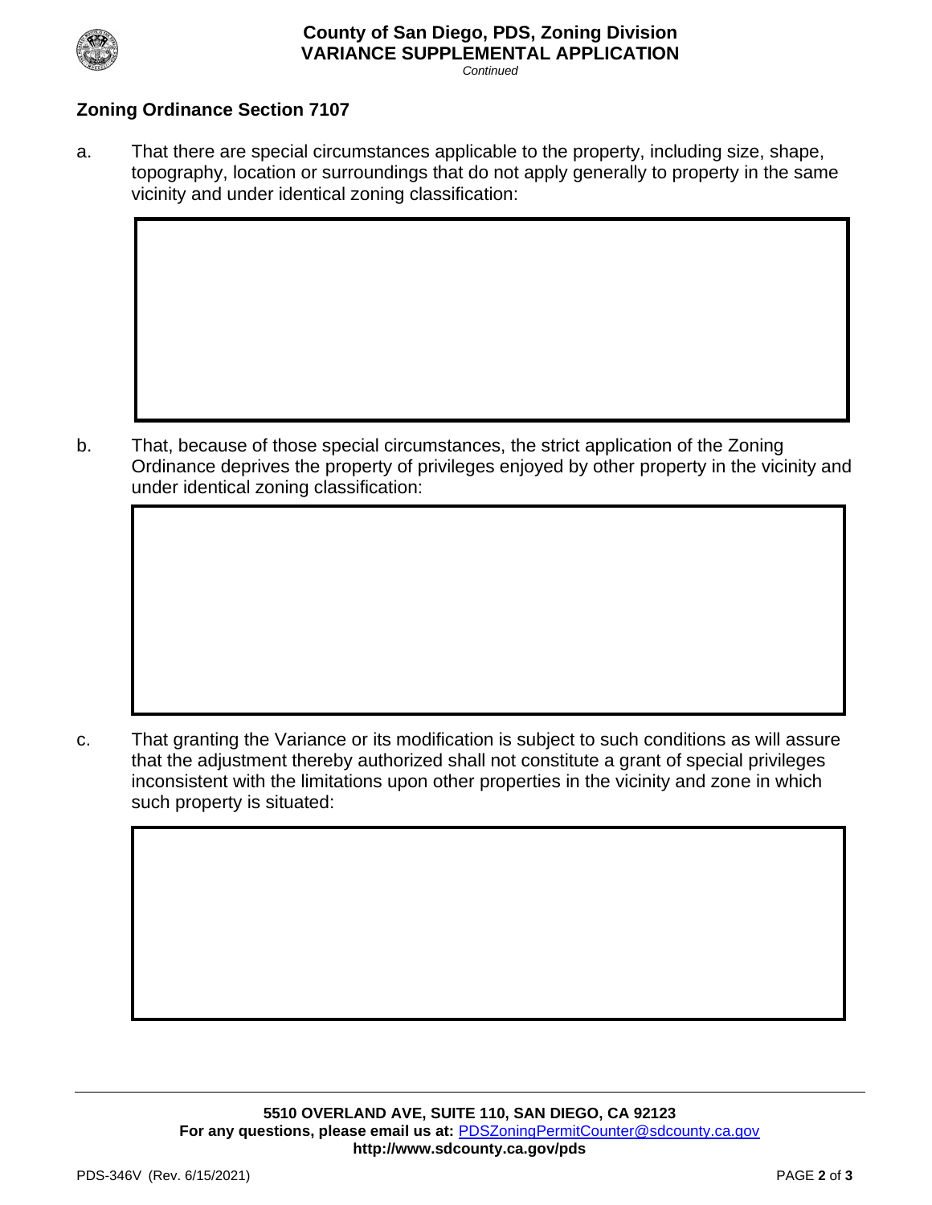## Zoning Ordinance Section 7107

a. That there are special circumstances applicable to the property, including size, shape, topography, location or surroundings that do not apply generally to property in the same vicinity and under identical zoning classification:

b. That, because of those special circumstances, the strict application of the Zoning Ordinance deprives the property of privileges enjoyed by other property in the vicinity and under identical zoning classification:

c. That granting the Variance or its modification is subject to such conditions as will assure that the adjustment thereby authorized shall not constitute a grant of special privileges inconsistent with the limitations upon other properties in the vicinity and zone in which such property is situated: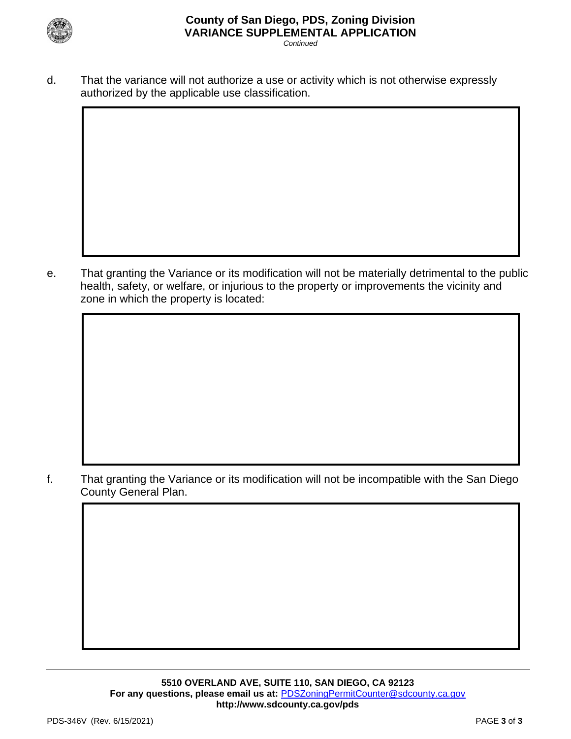d. That the variance will not authorize a use or activity which is not otherwise expressly authorized by the applicable use classification.

e. That granting the Variance or its modification will not be materially detrimental to the public health, safety, or welfare, or injurious to the property or improvements the vicinity and zone in which the property is located:

f. That granting the Variance or its modification will not be incompatible with the San Diego County General Plan.